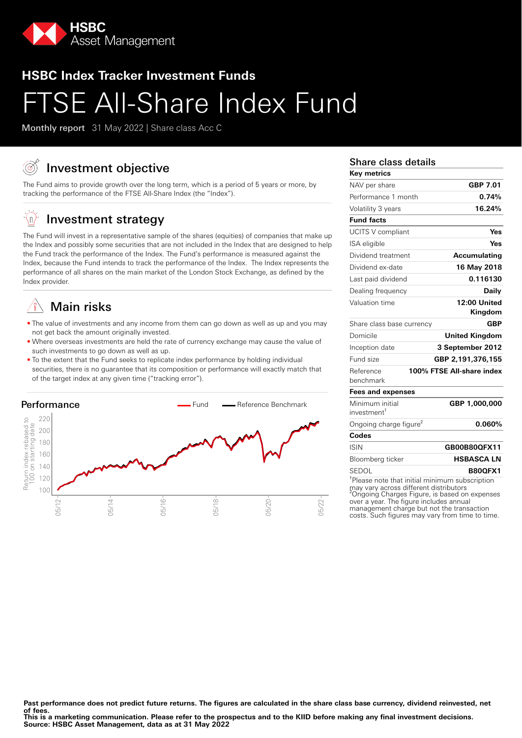HSBC Asset Management

## HSBC Index Tracker Investment Funds

# FTSE All-Share Index Fund

**Monthly report** 31 May 2022 | Share class Acc C

## Investment objective

The Fund aims to provide growth over the long term, which is a period of 5 years or more, by tracking the performance of the FTSE All-Share Index (the "Index").

## Investment strategy

The Fund will invest in a representative sample of the shares (equities) of companies that make up the Index and possibly some securities that are not included in the Index that are designed to help the Fund track the performance of the Index. The Fund's performance is measured against the Index, because the Fund intends to track the performance of the Index. The Index represents the performance of all shares on the main market of the London Stock Exchange, as defined by the Index provider.

## Main risks

- The value of investments and any income from them can go down as well as up and you may not get back the amount originally invested.
- Where overseas investments are held the rate of currency exchange may cause the value of such investments to go down as well as up.
- To the extent that the Fund seeks to replicate index performance by holding individual securities, there is no guarantee that its composition or performance will exactly match that of the target index at any given time ("tracking error").

## Performance

Fund — Reference Benchmark

Return index rebased to 100 on starting date (y-axis: 100, 120, 140, 160, 180, 200, 220; x-axis: 05/12, 05/14, 05/16, 05/18, 05/20, 05/22)

## Share class details

| Key metrics | |
|---|---|
| NAV per share | GBP 7.01 |
| Performance 1 month | 0.74% |
| Volatility 3 years | 16.24% |
| **Fund facts** | |
| UCITS V compliant | Yes |
| ISA eligible | Yes |
| Dividend treatment | Accumulating |
| Dividend ex-date | 16 May 2018 |
| Last paid dividend | 0.116130 |
| Dealing frequency | Daily |
| Valuation time | 12:00 United Kingdom |
| Share class base currency | GBP |
| Domicile | United Kingdom |
| Inception date | 3 September 2012 |
| Fund size | GBP 2,191,376,155 |
| Reference benchmark | 100% FTSE All-share index |
| **Fees and expenses** | |
| Minimum initial investment[1] | GBP 1,000,000 |
| Ongoing charge figure[2] | 0.060% |
| **Codes** | |
| ISIN | GB00B80QFX11 |
| Bloomberg ticker | HSBASCA LN |
| SEDOL | B80QFX1 |

[1]Please note that initial minimum subscription may vary across different distributors
[2]Ongoing Charges Figure, is based on expenses over a year. The figure includes annual management charge but not the transaction costs. Such figures may vary from time to time.

**Past performance does not predict future returns. The figures are calculated in the share class base currency, dividend reinvested, net of fees.**
**This is a marketing communication. Please refer to the prospectus and to the KIID before making any final investment decisions.**
**Source: HSBC Asset Management, data as at 31 May 2022**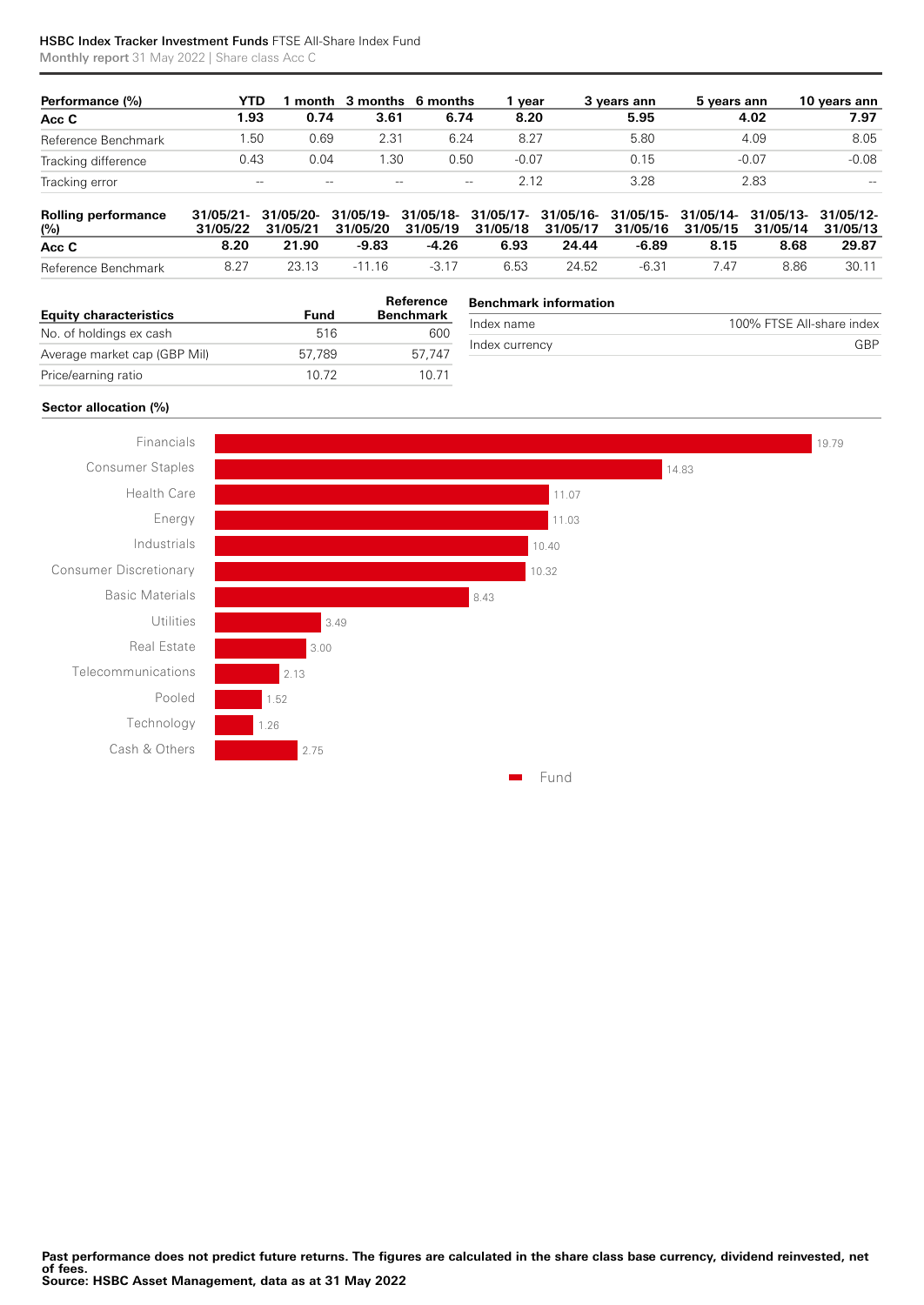**HSBC Index Tracker Investment Funds** FTSE All-Share Index Fund

**Monthly report** 31 May 2022 | Share class Acc C

| Performance (%) | YTD | 1 month | 3 months | 6 months | 1 year | 3 years ann | 5 years ann | 10 years ann |
|---|---|---|---|---|---|---|---|---|
| **Acc C** | **1.93** | **0.74** | **3.61** | **6.74** | **8.20** | **5.95** | **4.02** | **7.97** |
| Reference Benchmark | 1.50 | 0.69 | 2.31 | 6.24 | 8.27 | 5.80 | 4.09 | 8.05 |
| Tracking difference | 0.43 | 0.04 | 1.30 | 0.50 | -0.07 | 0.15 | -0.07 | -0.08 |
| Tracking error | -- | -- | -- | -- | 2.12 | 3.28 | 2.83 | -- |

| Rolling performance (%) | 31/05/21-31/05/22 | 31/05/20-31/05/21 | 31/05/19-31/05/20 | 31/05/18-31/05/19 | 31/05/17-31/05/18 | 31/05/16-31/05/17 | 31/05/15-31/05/16 | 31/05/14-31/05/15 | 31/05/13-31/05/14 | 31/05/12-31/05/13 |
|---|---|---|---|---|---|---|---|---|---|---|
| **Acc C** | **8.20** | **21.90** | **-9.83** | **-4.26** | **6.93** | **24.44** | **-6.89** | **8.15** | **8.68** | **29.87** |
| Reference Benchmark | 8.27 | 23.13 | -11.16 | -3.17 | 6.53 | 24.52 | -6.31 | 7.47 | 8.86 | 30.11 |

| Equity characteristics | Fund | Reference Benchmark |
|---|---|---|
| No. of holdings ex cash | 516 | 600 |
| Average market cap (GBP Mil) | 57,789 | 57,747 |
| Price/earning ratio | 10.72 | 10.71 |

| Benchmark information | |
|---|---|
| Index name | 100% FTSE All-share index |
| Index currency | GBP |

**Sector allocation (%)**

| Sector | Fund |
|---|---|
| Financials | 19.79 |
| Consumer Staples | 14.83 |
| Health Care | 11.07 |
| Energy | 11.03 |
| Industrials | 10.40 |
| Consumer Discretionary | 10.32 |
| Basic Materials | 8.43 |
| Utilities | 3.49 |
| Real Estate | 3.00 |
| Telecommunications | 2.13 |
| Pooled | 1.52 |
| Technology | 1.26 |
| Cash & Others | 2.75 |

**Past performance does not predict future returns. The figures are calculated in the share class base currency, dividend reinvested, net of fees.**
**Source: HSBC Asset Management, data as at 31 May 2022**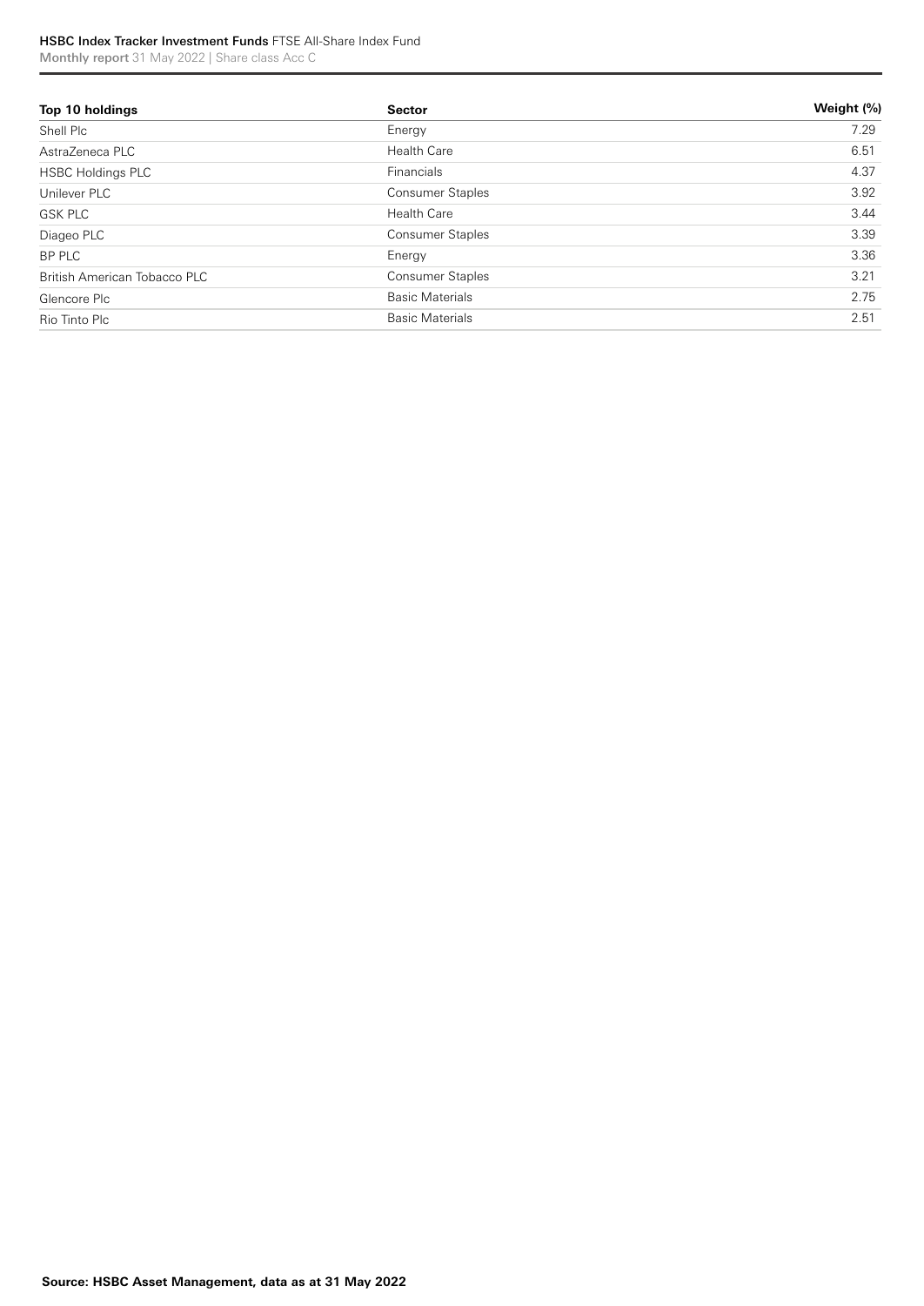| Top 10 holdings | Sector | Weight (%) |
|---|---|---|
| Shell Plc | Energy | 7.29 |
| AstraZeneca PLC | Health Care | 6.51 |
| HSBC Holdings PLC | Financials | 4.37 |
| Unilever PLC | Consumer Staples | 3.92 |
| GSK PLC | Health Care | 3.44 |
| Diageo PLC | Consumer Staples | 3.39 |
| BP PLC | Energy | 3.36 |
| British American Tobacco PLC | Consumer Staples | 3.21 |
| Glencore Plc | Basic Materials | 2.75 |
| Rio Tinto Plc | Basic Materials | 2.51 |

**Source: HSBC Asset Management, data as at 31 May 2022**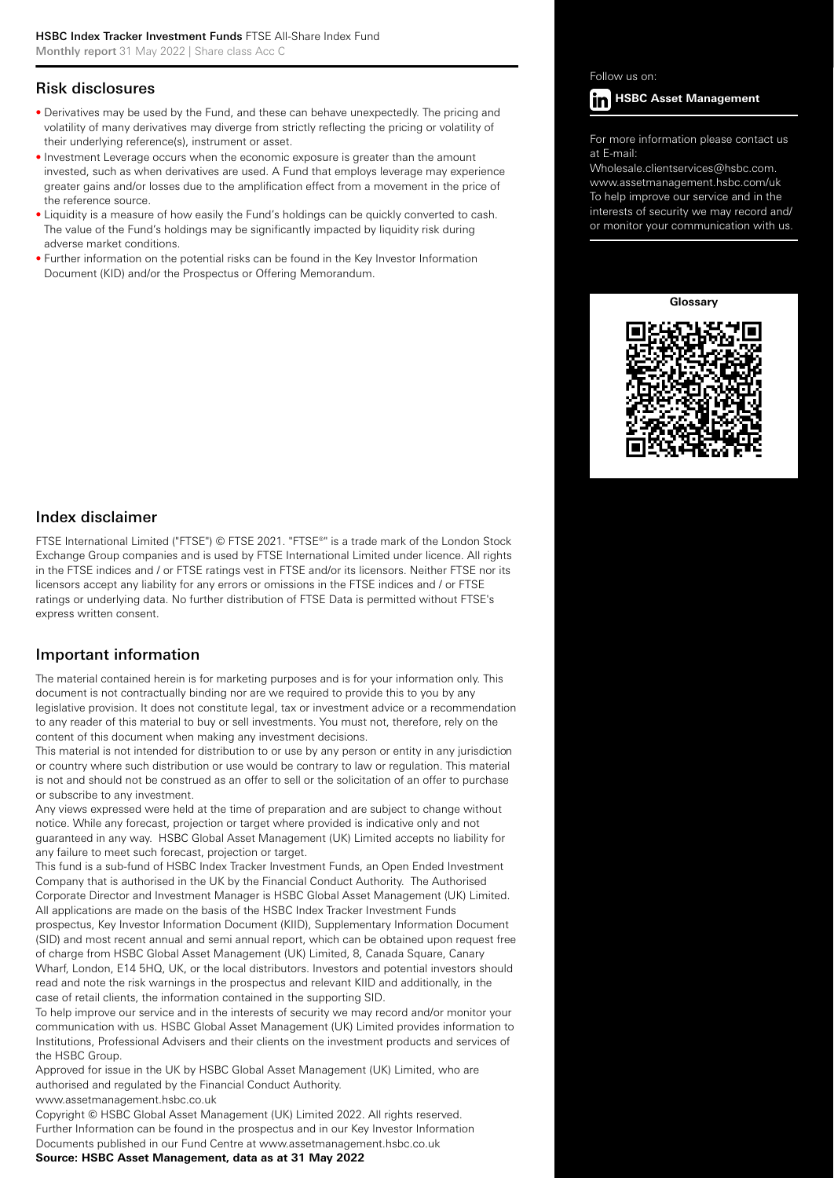## Risk disclosures

- Derivatives may be used by the Fund, and these can behave unexpectedly. The pricing and volatility of many derivatives may diverge from strictly reflecting the pricing or volatility of their underlying reference(s), instrument or asset.
- Investment Leverage occurs when the economic exposure is greater than the amount invested, such as when derivatives are used. A Fund that employs leverage may experience greater gains and/or losses due to the amplification effect from a movement in the price of the reference source.
- Liquidity is a measure of how easily the Fund's holdings can be quickly converted to cash. The value of the Fund's holdings may be significantly impacted by liquidity risk during adverse market conditions.
- Further information on the potential risks can be found in the Key Investor Information Document (KID) and/or the Prospectus or Offering Memorandum.

Follow us on:

**HSBC Asset Management**

For more information please contact us at E-mail: Wholesale.clientservices@hsbc.com. www.assetmanagement.hsbc.com/uk To help improve our service and in the interests of security we may record and/or monitor your communication with us.

**Glossary**

## Index disclaimer

FTSE International Limited ("FTSE") © FTSE 2021. "FTSE®" is a trade mark of the London Stock Exchange Group companies and is used by FTSE International Limited under licence. All rights in the FTSE indices and / or FTSE ratings vest in FTSE and/or its licensors. Neither FTSE nor its licensors accept any liability for any errors or omissions in the FTSE indices and / or FTSE ratings or underlying data. No further distribution of FTSE Data is permitted without FTSE's express written consent.

## Important information

The material contained herein is for marketing purposes and is for your information only. This document is not contractually binding nor are we required to provide this to you by any legislative provision. It does not constitute legal, tax or investment advice or a recommendation to any reader of this material to buy or sell investments. You must not, therefore, rely on the content of this document when making any investment decisions.

This material is not intended for distribution to or use by any person or entity in any jurisdiction or country where such distribution or use would be contrary to law or regulation. This material is not and should not be construed as an offer to sell or the solicitation of an offer to purchase or subscribe to any investment.

Any views expressed were held at the time of preparation and are subject to change without notice. While any forecast, projection or target where provided is indicative only and not guaranteed in any way. HSBC Global Asset Management (UK) Limited accepts no liability for any failure to meet such forecast, projection or target.

This fund is a sub-fund of HSBC Index Tracker Investment Funds, an Open Ended Investment Company that is authorised in the UK by the Financial Conduct Authority. The Authorised Corporate Director and Investment Manager is HSBC Global Asset Management (UK) Limited. All applications are made on the basis of the HSBC Index Tracker Investment Funds prospectus, Key Investor Information Document (KIID), Supplementary Information Document (SID) and most recent annual and semi annual report, which can be obtained upon request free of charge from HSBC Global Asset Management (UK) Limited, 8, Canada Square, Canary Wharf, London, E14 5HQ, UK, or the local distributors. Investors and potential investors should read and note the risk warnings in the prospectus and relevant KIID and additionally, in the case of retail clients, the information contained in the supporting SID.

To help improve our service and in the interests of security we may record and/or monitor your communication with us. HSBC Global Asset Management (UK) Limited provides information to Institutions, Professional Advisers and their clients on the investment products and services of the HSBC Group.

Approved for issue in the UK by HSBC Global Asset Management (UK) Limited, who are authorised and regulated by the Financial Conduct Authority.

www.assetmanagement.hsbc.co.uk

Copyright © HSBC Global Asset Management (UK) Limited 2022. All rights reserved.

Further Information can be found in the prospectus and in our Key Investor Information Documents published in our Fund Centre at www.assetmanagement.hsbc.co.uk

**Source: HSBC Asset Management, data as at 31 May 2022**